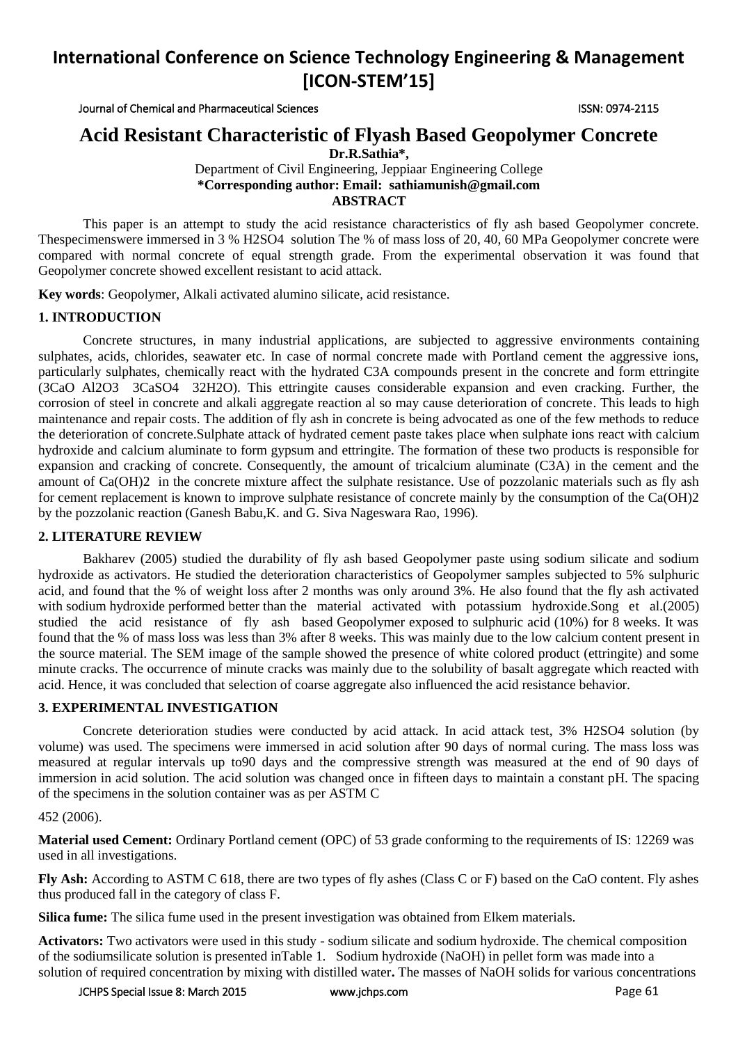# International Conference on Science Technology Engineering & Management [ICON-STEM'15]

# Acid Resistant Characteristic of Flyash Based Geopolymer Concrete

**Dr.R.Sathia\*,**

Department of Civil Engineering, Jeppiaar Engineering College

**\*Corresponding author: Email: sathiamunish@gmail.com**

**ABSTRACT**

This paper is an attempt to study the acid resistance characteristics of fly ash based Geopolymer concrete. Thespecimenswere immersed in 3 % $H_2SO_4$ solution The % of mass loss of 20, 40, 60 MPa Geopolymer concrete were compared with normal concrete of equal strength grade. From the experimental observation it was found that Geopolymer concrete showed excellent resistant to acid attack.

**Key words**: Geopolymer, Alkali activated alumino silicate, acid resistance.

## 1. INTRODUCTION

Concrete structures, in many industrial applications, are subjected to aggressive environments containing sulphates, acids, chlorides, seawater etc. In case of normal concrete made with Portland cement the aggressive ions, particularly sulphates, chemically react with the hydrated $C_3A$ compounds present in the concrete and form ettringite ($3CaO\ Al_2O_3\ 3CaSO_4\ 32H_2O$). This ettringite causes considerable expansion and even cracking. Further, the corrosion of steel in concrete and alkali aggregate reaction al so may cause deterioration of concrete. This leads to high maintenance and repair costs. The addition of fly ash in concrete is being advocated as one of the few methods to reduce the deterioration of concrete.Sulphate attack of hydrated cement paste takes place when sulphate ions react with calcium hydroxide and calcium aluminate to form gypsum and ettringite. The formation of these two products is responsible for expansion and cracking of concrete. Consequently, the amount of tricalcium aluminate ($C_3A$) in the cement and the amount of $Ca(OH)_2$ in the concrete mixture affect the sulphate resistance. Use of pozzolanic materials such as fly ash for cement replacement is known to improve sulphate resistance of concrete mainly by the consumption of the $Ca(OH)_2$ by the pozzolanic reaction (Ganesh Babu,K. and G. Siva Nageswara Rao, 1996).

## 2. LITERATURE REVIEW

Bakharev (2005) studied the durability of fly ash based Geopolymer paste using sodium silicate and sodium hydroxide as activators. He studied the deterioration characteristics of Geopolymer samples subjected to 5% sulphuric acid, and found that the % of weight loss after 2 months was only around 3%. He also found that the fly ash activated with sodium hydroxide performed better than the material activated with potassium hydroxide.Song et al.(2005) studied the acid resistance of fly ash based Geopolymer exposed to sulphuric acid (10%) for 8 weeks. It was found that the % of mass loss was less than 3% after 8 weeks. This was mainly due to the low calcium content present in the source material. The SEM image of the sample showed the presence of white colored product (ettringite) and some minute cracks. The occurrence of minute cracks was mainly due to the solubility of basalt aggregate which reacted with acid. Hence, it was concluded that selection of coarse aggregate also influenced the acid resistance behavior.

## 3. EXPERIMENTAL INVESTIGATION

Concrete deterioration studies were conducted by acid attack. In acid attack test, 3% $H_2SO_4$ solution (by volume) was used. The specimens were immersed in acid solution after 90 days of normal curing. The mass loss was measured at regular intervals up to90 days and the compressive strength was measured at the end of 90 days of immersion in acid solution. The acid solution was changed once in fifteen days to maintain a constant pH. The spacing of the specimens in the solution container was as per ASTM C

452 (2006).

**Material used Cement:** Ordinary Portland cement (OPC) of 53 grade conforming to the requirements of IS: 12269 was used in all investigations.

**Fly Ash:** According to ASTM C 618, there are two types of fly ashes (Class C or F) based on the CaO content. Fly ashes thus produced fall in the category of class F.

**Silica fume:** The silica fume used in the present investigation was obtained from Elkem materials.

**Activators:** Two activators were used in this study - sodium silicate and sodium hydroxide. The chemical composition of the sodiumsilicate solution is presented inTable 1. Sodium hydroxide (NaOH) in pellet form was made into a solution of required concentration by mixing with distilled water**.** The masses of NaOH solids for various concentrations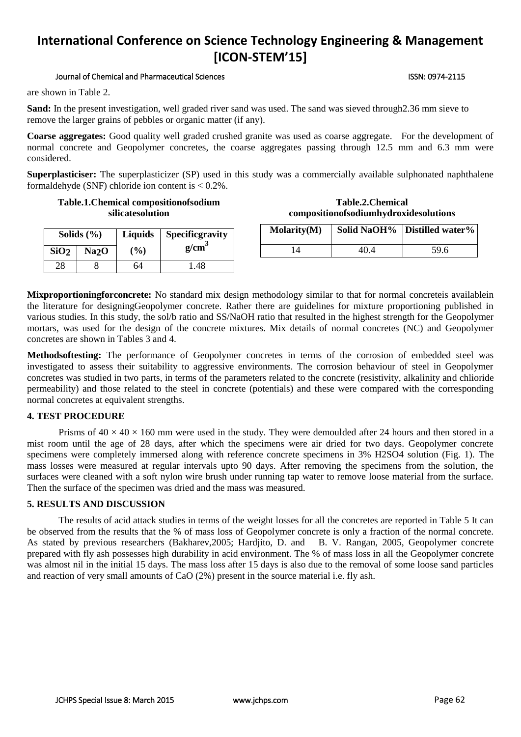are shown in Table 2.

**Sand:** In the present investigation, well graded river sand was used. The sand was sieved through2.36 mm sieve to remove the larger grains of pebbles or organic matter (if any).

**Coarse aggregates:** Good quality well graded crushed granite was used as coarse aggregate. For the development of normal concrete and Geopolymer concretes, the coarse aggregates passing through 12.5 mm and 6.3 mm were considered.

**Superplasticiser:** The superplasticizer (SP) used in this study was a commercially available sulphonated naphthalene formaldehyde (SNF) chloride ion content is < 0.2%.

**Table.1.Chemical compositionofsodium silicatesolution**

| Solids (%) | | Liquids | Specificgravity |
|---|---|---|---|
| $SiO_2$ | $Na_2O$ | (%) | $g/cm^3$ |
| 28 | 8 | 64 | 1.48 |

**Table.2.Chemical compositionofsodiumhydroxidesolutions**

| Molarity(M) | Solid NaOH% | Distilled water% |
|---|---|---|
| 14 | 40.4 | 59.6 |

**Mixproportioningforconcrete:** No standard mix design methodology similar to that for normal concreteis availablein the literature for designingGeopolymer concrete. Rather there are guidelines for mixture proportioning published in various studies. In this study, the sol/b ratio and SS/NaOH ratio that resulted in the highest strength for the Geopolymer mortars, was used for the design of the concrete mixtures. Mix details of normal concretes (NC) and Geopolymer concretes are shown in Tables 3 and 4.

**Methodsoftesting:** The performance of Geopolymer concretes in terms of the corrosion of embedded steel was investigated to assess their suitability to aggressive environments. The corrosion behaviour of steel in Geopolymer concretes was studied in two parts, in terms of the parameters related to the concrete (resistivity, alkalinity and chlioride permeability) and those related to the steel in concrete (potentials) and these were compared with the corresponding normal concretes at equivalent strengths.

## 4. TEST PROCEDURE

Prisms of $40 \times 40 \times 160$ mm were used in the study. They were demoulded after 24 hours and then stored in a mist room until the age of 28 days, after which the specimens were air dried for two days. Geopolymer concrete specimens were completely immersed along with reference concrete specimens in 3% $H_2SO_4$ solution (Fig. 1). The mass losses were measured at regular intervals upto 90 days. After removing the specimens from the solution, the surfaces were cleaned with a soft nylon wire brush under running tap water to remove loose material from the surface. Then the surface of the specimen was dried and the mass was measured.

## 5. RESULTS AND DISCUSSION

The results of acid attack studies in terms of the weight losses for all the concretes are reported in Table 5 It can be observed from the results that the % of mass loss of Geopolymer concrete is only a fraction of the normal concrete. As stated by previous researchers (Bakharev,2005; Hardjito, D. and B. V. Rangan, 2005, Geopolymer concrete prepared with fly ash possesses high durability in acid environment. The % of mass loss in all the Geopolymer concrete was almost nil in the initial 15 days. The mass loss after 15 days is also due to the removal of some loose sand particles and reaction of very small amounts of CaO (2%) present in the source material i.e. fly ash.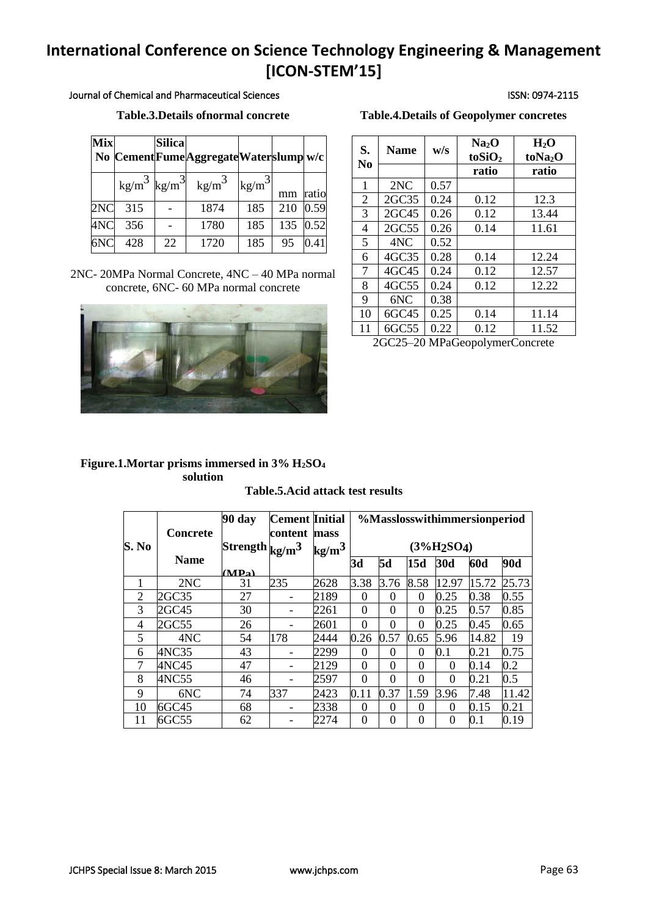**Table.3.Details ofnormal concrete**

| Mix No | Cement | Silica Fume | Aggregate | Water | slump | w/c |
|---|---|---|---|---|---|---|
| | $kg/m^3$ | $kg/m^3$ | $kg/m^3$ | $kg/m^3$ | mm | ratio |
| 2NC | 315 | - | 1874 | 185 | 210 | 0.59 |
| 4NC | 356 | - | 1780 | 185 | 135 | 0.52 |
| 6NC | 428 | 22 | 1720 | 185 | 95 | 0.41 |

2NC- 20MPa Normal Concrete, 4NC – 40 MPa normal concrete, 6NC- 60 MPa normal concrete

**Figure.1.Mortar prisms immersed in 3% $H_2SO_4$ solution**

**Table.4.Details of Geopolymer concretes**

| S. No | Name | w/s | $Na_2O$ to $SiO_2$ ratio | $H_2O$ to $Na_2O$ ratio |
|---|---|---|---|---|
| 1 | 2NC | 0.57 | | |
| 2 | 2GC35 | 0.24 | 0.12 | 12.3 |
| 3 | 2GC45 | 0.26 | 0.12 | 13.44 |
| 4 | 2GC55 | 0.26 | 0.14 | 11.61 |
| 5 | 4NC | 0.52 | | |
| 6 | 4GC35 | 0.28 | 0.14 | 12.24 |
| 7 | 4GC45 | 0.24 | 0.12 | 12.57 |
| 8 | 4GC55 | 0.24 | 0.12 | 12.22 |
| 9 | 6NC | 0.38 | | |
| 10 | 6GC45 | 0.25 | 0.14 | 11.14 |
| 11 | 6GC55 | 0.22 | 0.12 | 11.52 |

2GC25–20 MPaGeopolymerConcrete

**Table.5.Acid attack test results**

| S. No | Concrete Name | 90 day Strength (MPa) | Cement content $kg/m^3$ | Initial mass $kg/m^3$ | %Masslosswithimmersionperiod ($3\% H_2SO_4$) | | | | | |
|---|---|---|---|---|---|---|---|---|---|---|
| | | | | | 3d | 5d | 15d | 30d | 60d | 90d |
| 1 | 2NC | 31 | 235 | 2628 | 3.38 | 3.76 | 8.58 | 12.97 | 15.72 | 25.73 |
| 2 | 2GC35 | 27 | - | 2189 | 0 | 0 | 0 | 0.25 | 0.38 | 0.55 |
| 3 | 2GC45 | 30 | - | 2261 | 0 | 0 | 0 | 0.25 | 0.57 | 0.85 |
| 4 | 2GC55 | 26 | - | 2601 | 0 | 0 | 0 | 0.25 | 0.45 | 0.65 |
| 5 | 4NC | 54 | 178 | 2444 | 0.26 | 0.57 | 0.65 | 5.96 | 14.82 | 19 |
| 6 | 4NC35 | 43 | - | 2299 | 0 | 0 | 0 | 0.1 | 0.21 | 0.75 |
| 7 | 4NC45 | 47 | - | 2129 | 0 | 0 | 0 | 0 | 0.14 | 0.2 |
| 8 | 4NC55 | 46 | - | 2597 | 0 | 0 | 0 | 0 | 0.21 | 0.5 |
| 9 | 6NC | 74 | 337 | 2423 | 0.11 | 0.37 | 1.59 | 3.96 | 7.48 | 11.42 |
| 10 | 6GC45 | 68 | - | 2338 | 0 | 0 | 0 | 0 | 0.15 | 0.21 |
| 11 | 6GC55 | 62 | - | 2274 | 0 | 0 | 0 | 0 | 0.1 | 0.19 |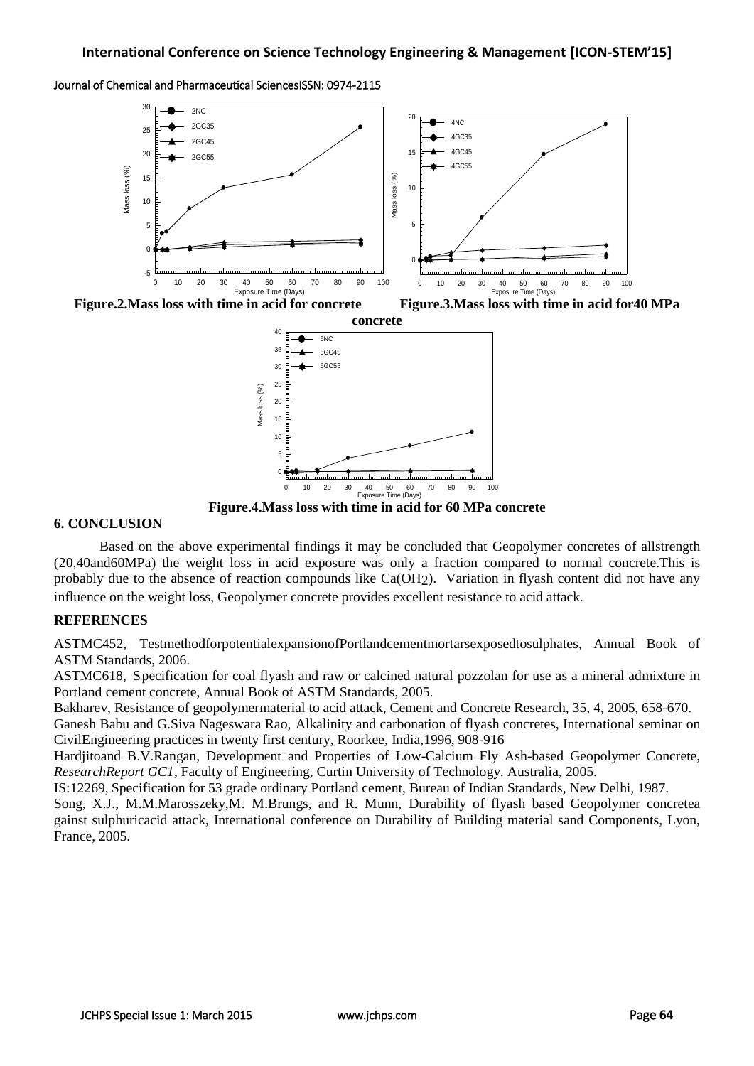30
25
20
15
10
5
0
-5
Mass loss (%)
0 10 20 30 40 50 60 70 80 90 100
Exposure Time (Days)
2NC
2GC35
2GC45
2GC55

20
15
10
5
0
Mass loss (%)
0 10 20 30 40 50 60 70 80 90 100
Exposure Time (Days)
4NC
4GC35
4GC45
4GC55

**Figure.2.Mass loss with time in acid for concrete** **Figure.3.Mass loss with time in acid for40 MPa concrete**

40
35
30
25
20
15
10
5
0
Mass loss (%)
0 10 20 30 40 50 60 70 80 90 100
Exposure Time (Days)
6NC
6GC45
6GC55

**Figure.4.Mass loss with time in acid for 60 MPa concrete**

## 6. CONCLUSION

Based on the above experimental findings it may be concluded that Geopolymer concretes of allstrength (20,40and60MPa) the weight loss in acid exposure was only a fraction compared to normal concrete.This is probably due to the absence of reaction compounds like $Ca(OH_2)$. Variation in flyash content did not have any influence on the weight loss, Geopolymer concrete provides excellent resistance to acid attack.

## REFERENCES

ASTMC452, TestmethodforpotentialexpansionofPortlandcementmortarsexposedtosulphates, Annual Book of ASTM Standards, 2006.

ASTMC618, Specification for coal flyash and raw or calcined natural pozzolan for use as a mineral admixture in Portland cement concrete, Annual Book of ASTM Standards, 2005.

Bakharev, Resistance of geopolymermaterial to acid attack, Cement and Concrete Research, 35, 4, 2005, 658-670.

Ganesh Babu and G.Siva Nageswara Rao, Alkalinity and carbonation of flyash concretes, International seminar on CivilEngineering practices in twenty first century, Roorkee, India,1996, 908-916

Hardjitoand B.V.Rangan, Development and Properties of Low-Calcium Fly Ash-based Geopolymer Concrete, *ResearchReport GC1*, Faculty of Engineering, Curtin University of Technology. Australia, 2005.

IS:12269, Specification for 53 grade ordinary Portland cement, Bureau of Indian Standards, New Delhi, 1987.

Song, X.J., M.M.Marosszeky,M. M.Brungs, and R. Munn, Durability of flyash based Geopolymer concretea gainst sulphuricacid attack, International conference on Durability of Building material sand Components, Lyon, France, 2005.